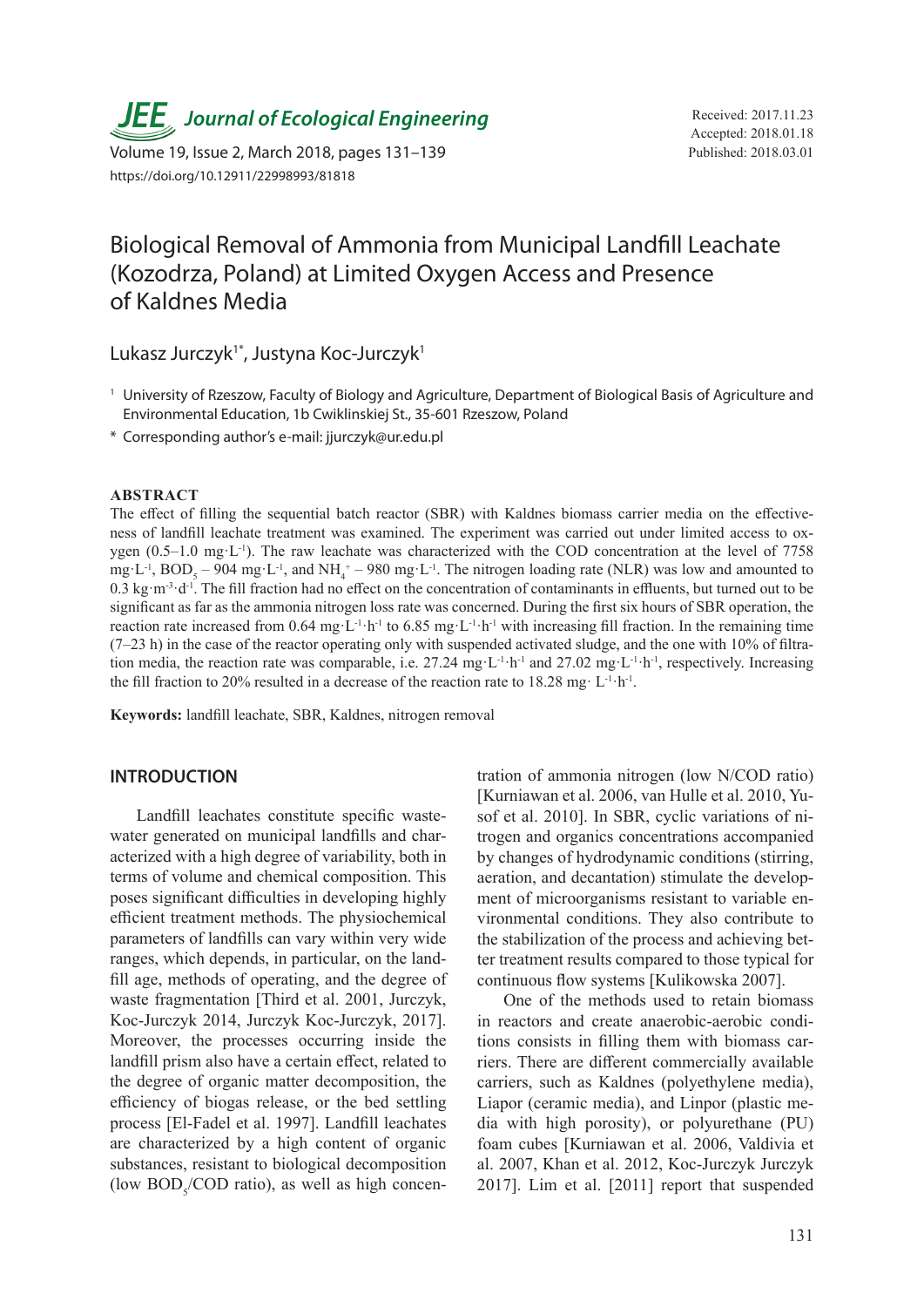# Biological Removal of Ammonia from Municipal Landfill Leachate (Kozodrza, Poland) at Limited Oxygen Access and Presence of Kaldnes Media

Lukasz Jurczyk[1*], Justyna Koc-Jurczyk[1]

[1] University of Rzeszow, Faculty of Biology and Agriculture, Department of Biological Basis of Agriculture and Environmental Education, 1b Cwiklinskiej St., 35-601 Rzeszow, Poland

[*] Corresponding author's e-mail: jjurczyk@ur.edu.pl

Received: 2017.11.23
Accepted: 2018.01.18
Published: 2018.03.01

https://doi.org/10.12911/22998993/81818

## ABSTRACT

The effect of filling the sequential batch reactor (SBR) with Kaldnes biomass carrier media on the effectiveness of landfill leachate treatment was examined. The experiment was carried out under limited access to oxygen (0.5–1.0 $mg \cdot L^{-1}$). The raw leachate was characterized with the COD concentration at the level of 7758 $mg \cdot L^{-1}$, $BOD_5$ – 904 $mg \cdot L^{-1}$, and $NH_4^+$ – 980 $mg \cdot L^{-1}$. The nitrogen loading rate (NLR) was low and amounted to 0.3 $kg \cdot m^{-3} \cdot d^{-1}$. The fill fraction had no effect on the concentration of contaminants in effluents, but turned out to be significant as far as the ammonia nitrogen loss rate was concerned. During the first six hours of SBR operation, the reaction rate increased from 0.64 $mg \cdot L^{-1} \cdot h^{-1}$ to 6.85 $mg \cdot L^{-1} \cdot h^{-1}$ with increasing fill fraction. In the remaining time (7–23 h) in the case of the reactor operating only with suspended activated sludge, and the one with 10% of filtration media, the reaction rate was comparable, i.e. 27.24 $mg \cdot L^{-1} \cdot h^{-1}$ and 27.02 $mg \cdot L^{-1} \cdot h^{-1}$, respectively. Increasing the fill fraction to 20% resulted in a decrease of the reaction rate to 18.28 $mg \cdot L^{-1} \cdot h^{-1}$.

**Keywords:** landfill leachate, SBR, Kaldnes, nitrogen removal

## INTRODUCTION

Landfill leachates constitute specific wastewater generated on municipal landfills and characterized with a high degree of variability, both in terms of volume and chemical composition. This poses significant difficulties in developing highly efficient treatment methods. The physiochemical parameters of landfills can vary within very wide ranges, which depends, in particular, on the landfill age, methods of operating, and the degree of waste fragmentation [Third et al. 2001, Jurczyk, Koc-Jurczyk 2014, Jurczyk Koc-Jurczyk, 2017]. Moreover, the processes occurring inside the landfill prism also have a certain effect, related to the degree of organic matter decomposition, the efficiency of biogas release, or the bed settling process [El-Fadel et al. 1997]. Landfill leachates are characterized by a high content of organic substances, resistant to biological decomposition (low $BOD_5$/COD ratio), as well as high concentration of ammonia nitrogen (low N/COD ratio) [Kurniawan et al. 2006, van Hulle et al. 2010, Yusof et al. 2010]. In SBR, cyclic variations of nitrogen and organics concentrations accompanied by changes of hydrodynamic conditions (stirring, aeration, and decantation) stimulate the development of microorganisms resistant to variable environmental conditions. They also contribute to the stabilization of the process and achieving better treatment results compared to those typical for continuous flow systems [Kulikowska 2007].

One of the methods used to retain biomass in reactors and create anaerobic-aerobic conditions consists in filling them with biomass carriers. There are different commercially available carriers, such as Kaldnes (polyethylene media), Liapor (ceramic media), and Linpor (plastic media with high porosity), or polyurethane (PU) foam cubes [Kurniawan et al. 2006, Valdivia et al. 2007, Khan et al. 2012, Koc-Jurczyk Jurczyk 2017]. Lim et al. [2011] report that suspended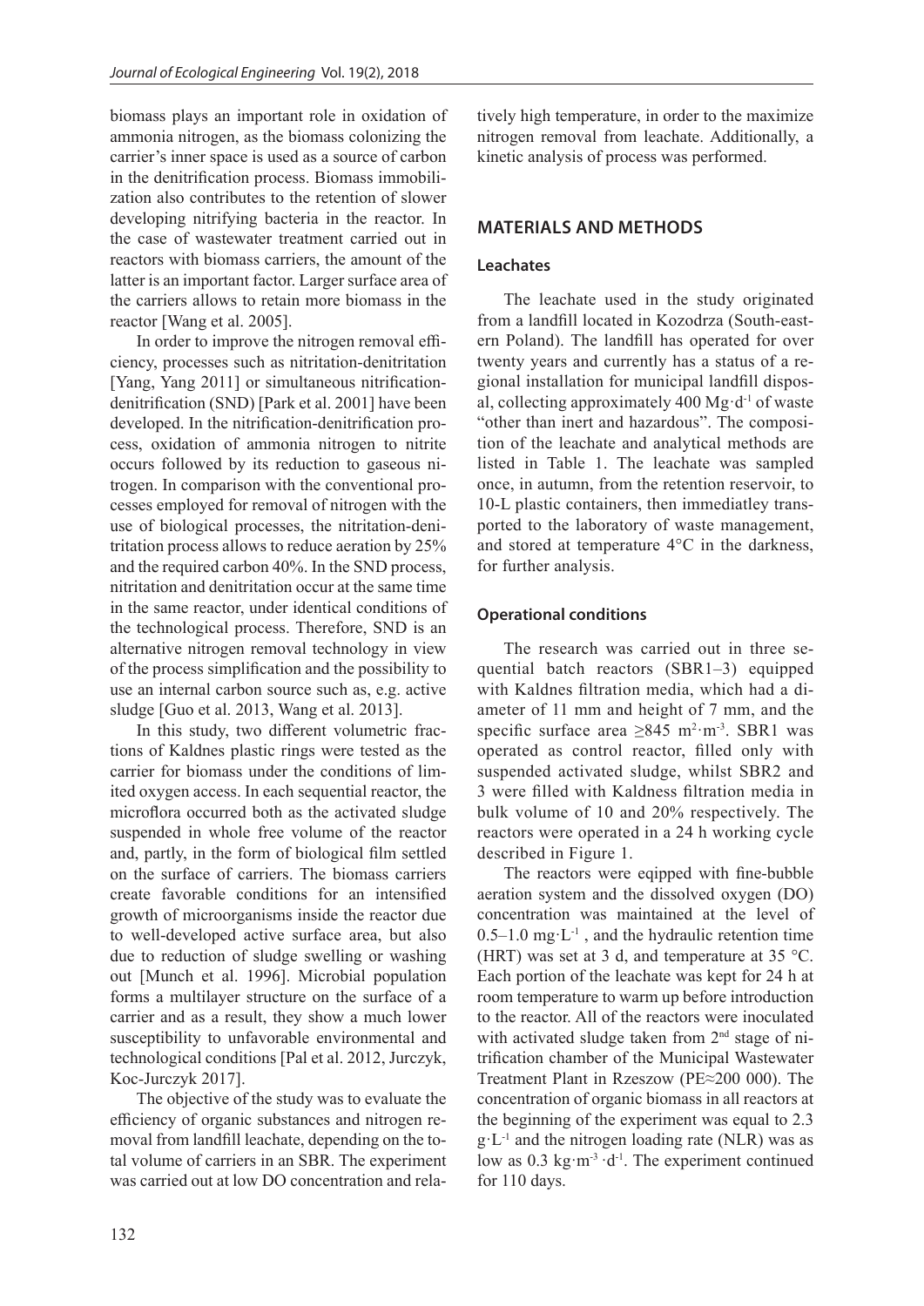biomass plays an important role in oxidation of ammonia nitrogen, as the biomass colonizing the carrier's inner space is used as a source of carbon in the denitrification process. Biomass immobilization also contributes to the retention of slower developing nitrifying bacteria in the reactor. In the case of wastewater treatment carried out in reactors with biomass carriers, the amount of the latter is an important factor. Larger surface area of the carriers allows to retain more biomass in the reactor [Wang et al. 2005].

In order to improve the nitrogen removal efficiency, processes such as nitritation-denitritation [Yang, Yang 2011] or simultaneous nitrification-denitrification (SND) [Park et al. 2001] have been developed. In the nitrification-denitrification process, oxidation of ammonia nitrogen to nitrite occurs followed by its reduction to gaseous nitrogen. In comparison with the conventional processes employed for removal of nitrogen with the use of biological processes, the nitritation-denitritation process allows to reduce aeration by 25% and the required carbon 40%. In the SND process, nitritation and denitritation occur at the same time in the same reactor, under identical conditions of the technological process. Therefore, SND is an alternative nitrogen removal technology in view of the process simplification and the possibility to use an internal carbon source such as, e.g. active sludge [Guo et al. 2013, Wang et al. 2013].

In this study, two different volumetric fractions of Kaldnes plastic rings were tested as the carrier for biomass under the conditions of limited oxygen access. In each sequential reactor, the microflora occurred both as the activated sludge suspended in whole free volume of the reactor and, partly, in the form of biological film settled on the surface of carriers. The biomass carriers create favorable conditions for an intensified growth of microorganisms inside the reactor due to well-developed active surface area, but also due to reduction of sludge swelling or washing out [Munch et al. 1996]. Microbial population forms a multilayer structure on the surface of a carrier and as a result, they show a much lower susceptibility to unfavorable environmental and technological conditions [Pal et al. 2012, Jurczyk, Koc-Jurczyk 2017].

The objective of the study was to evaluate the efficiency of organic substances and nitrogen removal from landfill leachate, depending on the total volume of carriers in an SBR. The experiment was carried out at low DO concentration and relatively high temperature, in order to the maximize nitrogen removal from leachate. Additionally, a kinetic analysis of process was performed.

## MATERIALS AND METHODS

### Leachates

The leachate used in the study originated from a landfill located in Kozodrza (South-eastern Poland). The landfill has operated for over twenty years and currently has a status of a regional installation for municipal landfill disposal, collecting approximately 400 $Mg \cdot d^{-1}$ of waste "other than inert and hazardous". The composition of the leachate and analytical methods are listed in Table 1. The leachate was sampled once, in autumn, from the retention reservoir, to 10-L plastic containers, then immediatley transported to the laboratory of waste management, and stored at temperature 4°C in the darkness, for further analysis.

### Operational conditions

The research was carried out in three sequential batch reactors (SBR1–3) equipped with Kaldnes filtration media, which had a diameter of 11 mm and height of 7 mm, and the specific surface area ≥845 $m^2 \cdot m^{-3}$. SBR1 was operated as control reactor, filled only with suspended activated sludge, whilst SBR2 and 3 were filled with Kaldness filtration media in bulk volume of 10 and 20% respectively. The reactors were operated in a 24 h working cycle described in Figure 1.

The reactors were eqipped with fine-bubble aeration system and the dissolved oxygen (DO) concentration was maintained at the level of 0.5–1.0 $mg \cdot L^{-1}$ , and the hydraulic retention time (HRT) was set at 3 d, and temperature at 35 °C. Each portion of the leachate was kept for 24 h at room temperature to warm up before introduction to the reactor. All of the reactors were inoculated with activated sludge taken from 2nd stage of nitrification chamber of the Municipal Wastewater Treatment Plant in Rzeszow (PE≈200 000). The concentration of organic biomass in all reactors at the beginning of the experiment was equal to 2.3 $g \cdot L^{-1}$ and the nitrogen loading rate (NLR) was as low as 0.3 $kg \cdot m^{-3} \cdot d^{-1}$. The experiment continued for 110 days.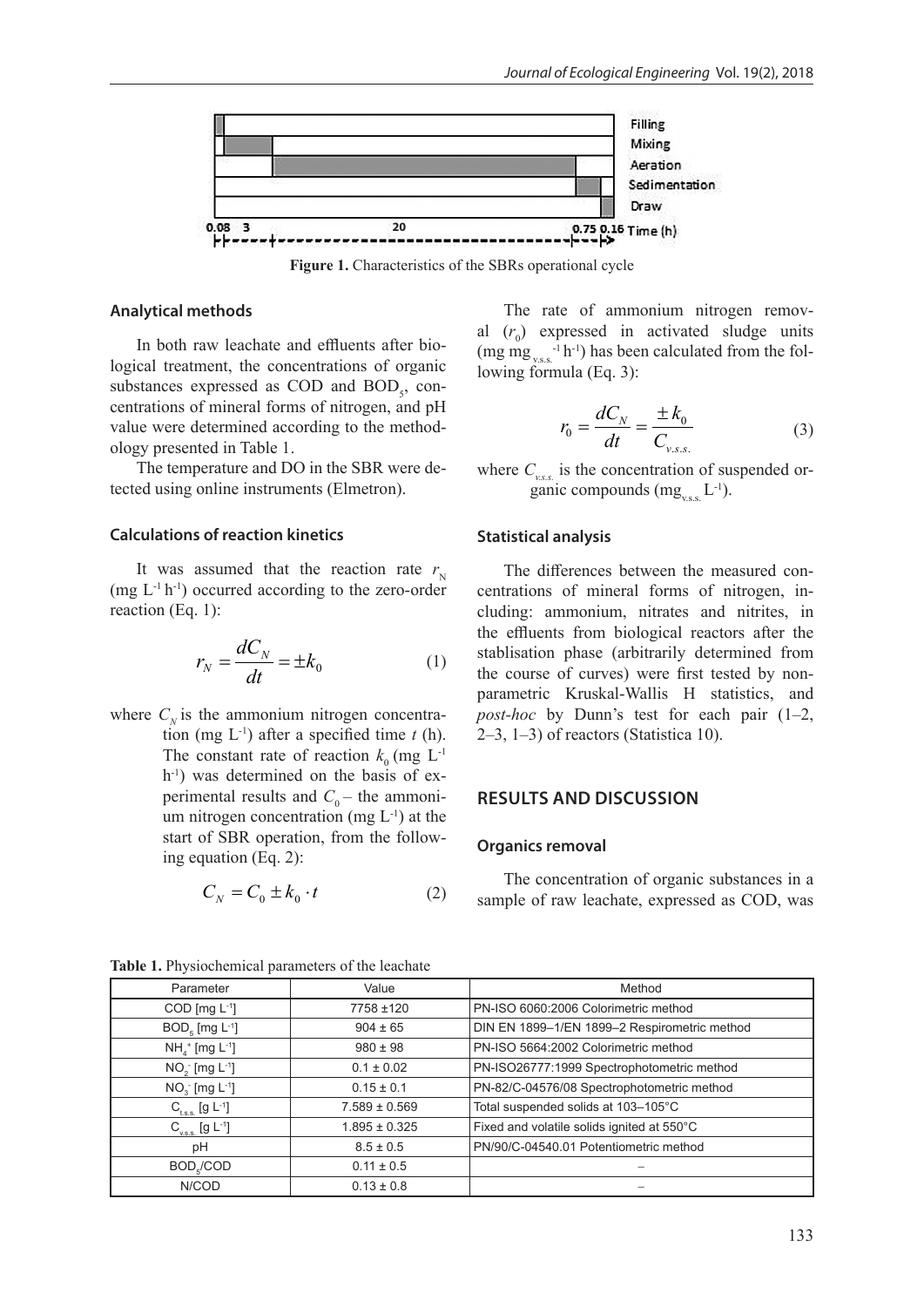Figure 1. Characteristics of the SBRs operational cycle

### Analytical methods

In both raw leachate and effluents after biological treatment, the concentrations of organic substances expressed as COD and $BOD_5$, concentrations of mineral forms of nitrogen, and pH value were determined according to the methodology presented in Table 1.

The temperature and DO in the SBR were detected using online instruments (Elmetron).

### Calculations of reaction kinetics

It was assumed that the reaction rate $r_N$ (mg $L^{-1}$ $h^{-1}$) occurred according to the zero-order reaction (Eq. 1):

$$r_N = \frac{dC_N}{dt} = \pm k_0 \tag{1}$$

where $C_N$ is the ammonium nitrogen concentration (mg $L^{-1}$) after a specified time $t$ (h). The constant rate of reaction $k_0$ (mg $L^{-1}$ $h^{-1}$) was determined on the basis of experimental results and $C_0$ – the ammonium nitrogen concentration (mg $L^{-1}$) at the start of SBR operation, from the following equation (Eq. 2):

$$C_N = C_0 \pm k_0 \cdot t \tag{2}$$

The rate of ammonium nitrogen removal ($r_0$) expressed in activated sludge units (mg $mg_{v.s.s.}^{-1}$ $h^{-1}$) has been calculated from the following formula (Eq. 3):

$$r_0 = \frac{dC_N}{dt} = \frac{\pm k_0}{C_{v.s.s.}} \tag{3}$$

where $C_{v.s.s.}$ is the concentration of suspended organic compounds ($mg_{v.s.s.}$ $L^{-1}$).

### Statistical analysis

The differences between the measured concentrations of mineral forms of nitrogen, including: ammonium, nitrates and nitrites, in the effluents from biological reactors after the stablisation phase (arbitrarily determined from the course of curves) were first tested by non-parametric Kruskal-Wallis H statistics, and *post-hoc* by Dunn's test for each pair (1–2, 2–3, 1–3) of reactors (Statistica 10).

## RESULTS AND DISCUSSION

### Organics removal

The concentration of organic substances in a sample of raw leachate, expressed as COD, was

**Table 1.** Physiochemical parameters of the leachate

| Parameter | Value | Method |
|---|---|---|
| COD [mg $L^{-1}$] | 7758 ±120 | PN-ISO 6060:2006 Colorimetric method |
| $BOD_5$ [mg $L^{-1}$] | 904 ± 65 | DIN EN 1899–1/EN 1899–2 Respirometric method |
| $NH_4^+$ [mg $L^{-1}$] | 980 ± 98 | PN-ISO 5664:2002 Colorimetric method |
| $NO_2^-$ [mg $L^{-1}$] | 0.1 ± 0.02 | PN-ISO26777:1999 Spectrophotometric method |
| $NO_3^-$ [mg $L^{-1}$] | 0.15 ± 0.1 | PN-82/C-04576/08 Spectrophotometric method |
| $C_{t.s.s.}$ [g $L^{-1}$] | 7.589 ± 0.569 | Total suspended solids at 103–105°C |
| $C_{v.s.s.}$ [g $L^{-1}$] | 1.895 ± 0.325 | Fixed and volatile solids ignited at 550°C |
| pH | 8.5 ± 0.5 | PN/90/C-04540.01 Potentiometric method |
| $BOD_5$/COD | 0.11 ± 0.5 | – |
| N/COD | 0.13 ± 0.8 | – |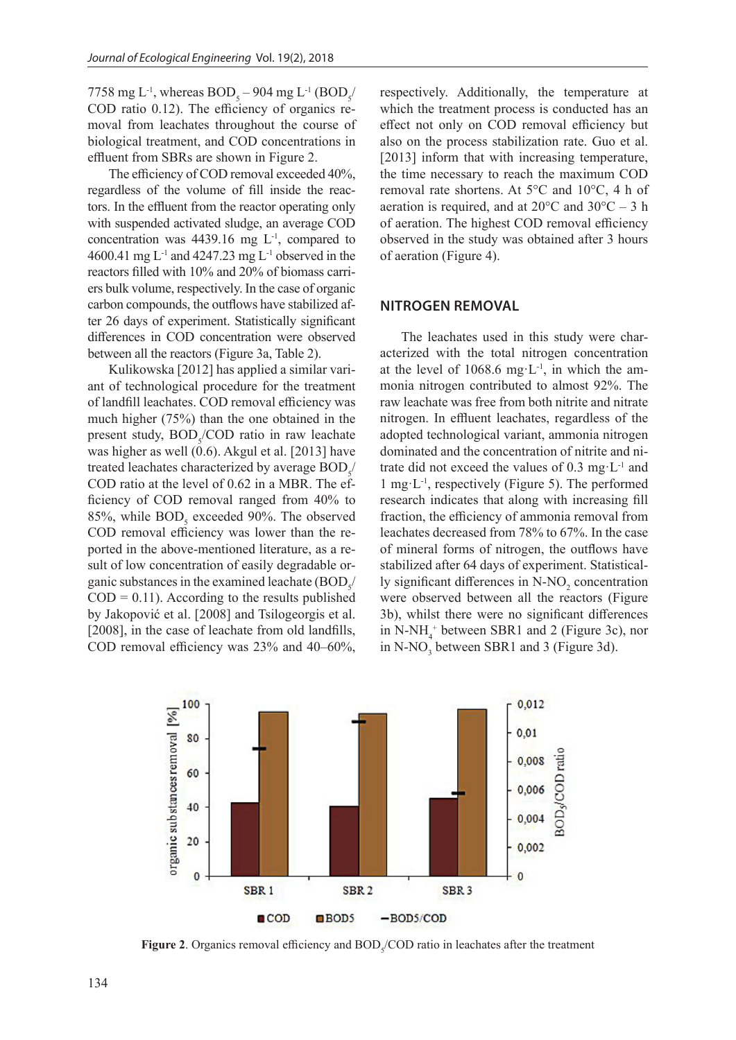7758 mg L$^{-1}$, whereas $BOD_5$ – 904 mg L$^{-1}$ ($BOD_5$/COD ratio 0.12). The efficiency of organics removal from leachates throughout the course of biological treatment, and COD concentrations in effluent from SBRs are shown in Figure 2.

The efficiency of COD removal exceeded 40%, regardless of the volume of fill inside the reactors. In the effluent from the reactor operating only with suspended activated sludge, an average COD concentration was 4439.16 mg L$^{-1}$, compared to 4600.41 mg L$^{-1}$ and 4247.23 mg L$^{-1}$ observed in the reactors filled with 10% and 20% of biomass carriers bulk volume, respectively. In the case of organic carbon compounds, the outflows have stabilized after 26 days of experiment. Statistically significant differences in COD concentration were observed between all the reactors (Figure 3a, Table 2).

Kulikowska [2012] has applied a similar variant of technological procedure for the treatment of landfill leachates. COD removal efficiency was much higher (75%) than the one obtained in the present study, $BOD_5$/COD ratio in raw leachate was higher as well (0.6). Akgul et al. [2013] have treated leachates characterized by average $BOD_5$/COD ratio at the level of 0.62 in a MBR. The efficiency of COD removal ranged from 40% to 85%, while $BOD_5$ exceeded 90%. The observed COD removal efficiency was lower than the reported in the above-mentioned literature, as a result of low concentration of easily degradable organic substances in the examined leachate ($BOD_5$/COD = 0.11). According to the results published by Jakopović et al. [2008] and Tsilogeorgis et al. [2008], in the case of leachate from old landfills, COD removal efficiency was 23% and 40–60%, respectively. Additionally, the temperature at which the treatment process is conducted has an effect not only on COD removal efficiency but also on the process stabilization rate. Guo et al. [2013] inform that with increasing temperature, the time necessary to reach the maximum COD removal rate shortens. At 5°C and 10°C, 4 h of aeration is required, and at 20°C and 30°C – 3 h of aeration. The highest COD removal efficiency observed in the study was obtained after 3 hours of aeration (Figure 4).

## NITROGEN REMOVAL

The leachates used in this study were characterized with the total nitrogen concentration at the level of 1068.6 mg·L$^{-1}$, in which the ammonia nitrogen contributed to almost 92%. The raw leachate was free from both nitrite and nitrate nitrogen. In effluent leachates, regardless of the adopted technological variant, ammonia nitrogen dominated and the concentration of nitrite and nitrate did not exceed the values of 0.3 mg·L$^{-1}$ and 1 mg·L$^{-1}$, respectively (Figure 5). The performed research indicates that along with increasing fill fraction, the efficiency of ammonia removal from leachates decreased from 78% to 67%. In the case of mineral forms of nitrogen, the outflows have stabilized after 64 days of experiment. Statistically significant differences in N-$NO_2$ concentration were observed between all the reactors (Figure 3b), whilst there were no significant differences in N-$NH_4^+$ between SBR1 and 2 (Figure 3c), nor in N-$NO_3$ between SBR1 and 3 (Figure 3d).

**Figure 2**. Organics removal efficiency and $BOD_5$/COD ratio in leachates after the treatment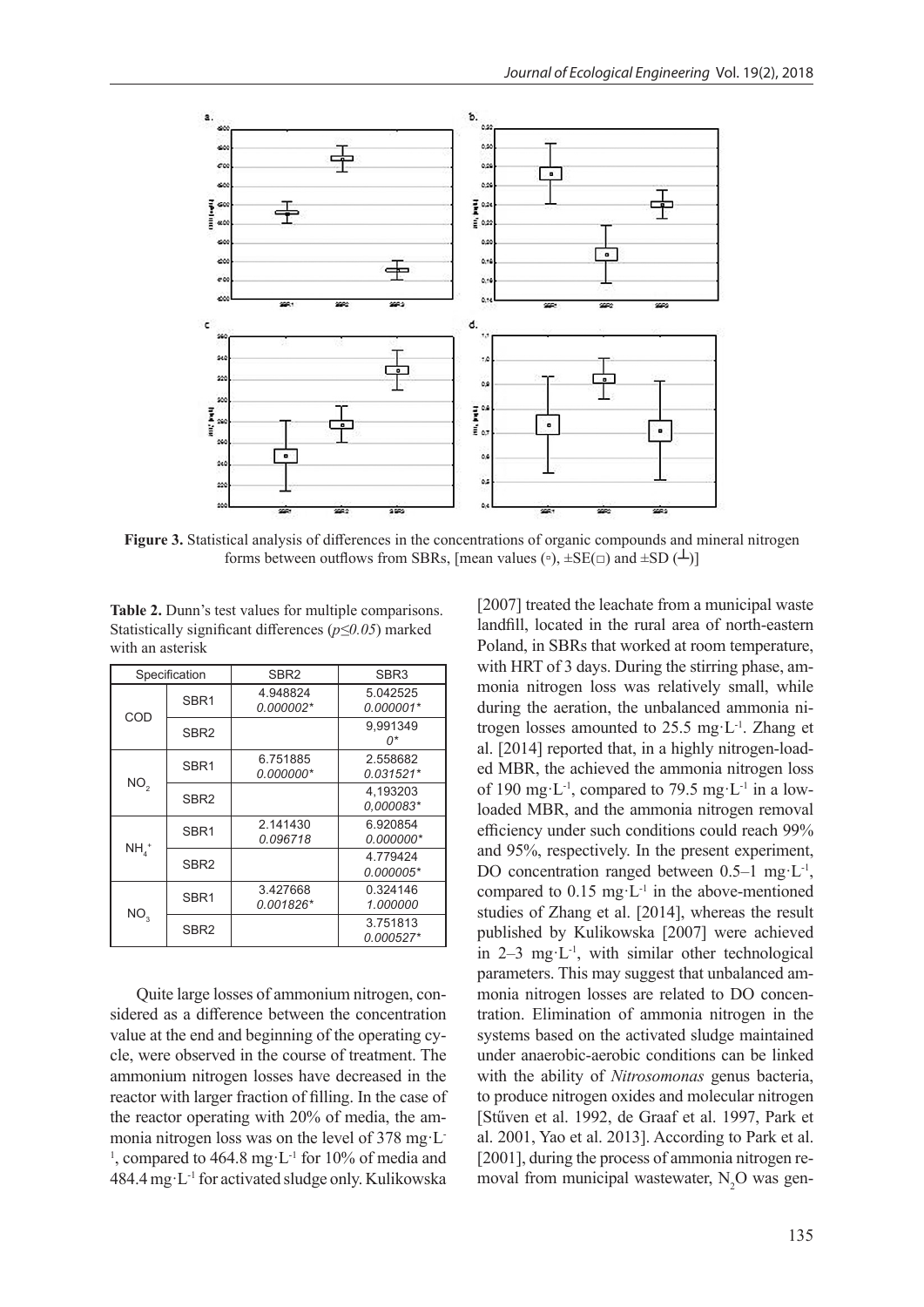**Figure 3.** Statistical analysis of differences in the concentrations of organic compounds and mineral nitrogen forms between outflows from SBRs, [mean values (▫), ±SE(□) and ±SD (┴)]

**Table 2.** Dunn's test values for multiple comparisons. Statistically significant differences (*p≤0.05*) marked with an asterisk

| Specification | | SBR2 | SBR3 |
|---|---|---|---|
| COD | SBR1 | 4.948824 *0.000002** | 5.042525 *0.000001** |
| | SBR2 | | 9,991349 *0** |
| $NO_2$ | SBR1 | 6.751885 *0.000000** | 2.558682 *0.031521** |
| | SBR2 | | 4,193203 *0,000083** |
| $NH_4^+$ | SBR1 | 2.141430 *0.096718* | 6.920854 *0.000000** |
| | SBR2 | | 4.779424 *0.000005** |
| $NO_3$ | SBR1 | 3.427668 *0.001826** | 0.324146 *1.000000* |
| | SBR2 | | 3.751813 *0.000527** |

Quite large losses of ammonium nitrogen, considered as a difference between the concentration value at the end and beginning of the operating cycle, were observed in the course of treatment. The ammonium nitrogen losses have decreased in the reactor with larger fraction of filling. In the case of the reactor operating with 20% of media, the ammonia nitrogen loss was on the level of 378 mg·L$^{-1}$, compared to 464.8 mg·L$^{-1}$ for 10% of media and 484.4 mg·L$^{-1}$ for activated sludge only. Kulikowska [2007] treated the leachate from a municipal waste landfill, located in the rural area of north-eastern Poland, in SBRs that worked at room temperature, with HRT of 3 days. During the stirring phase, ammonia nitrogen loss was relatively small, while during the aeration, the unbalanced ammonia nitrogen losses amounted to 25.5 mg·L$^{-1}$. Zhang et al. [2014] reported that, in a highly nitrogen-loaded MBR, the achieved the ammonia nitrogen loss of 190 mg·L$^{-1}$, compared to 79.5 mg·L$^{-1}$ in a low-loaded MBR, and the ammonia nitrogen removal efficiency under such conditions could reach 99% and 95%, respectively. In the present experiment, DO concentration ranged between 0.5–1 mg·L$^{-1}$, compared to 0.15 mg·L$^{-1}$ in the above-mentioned studies of Zhang et al. [2014], whereas the result published by Kulikowska [2007] were achieved in 2–3 mg·L$^{-1}$, with similar other technological parameters. This may suggest that unbalanced ammonia nitrogen losses are related to DO concentration. Elimination of ammonia nitrogen in the systems based on the activated sludge maintained under anaerobic-aerobic conditions can be linked with the ability of *Nitrosomonas* genus bacteria, to produce nitrogen oxides and molecular nitrogen [Stűven et al. 1992, de Graaf et al. 1997, Park et al. 2001, Yao et al. 2013]. According to Park et al. [2001], during the process of ammonia nitrogen removal from municipal wastewater, $N_2O$ was gen-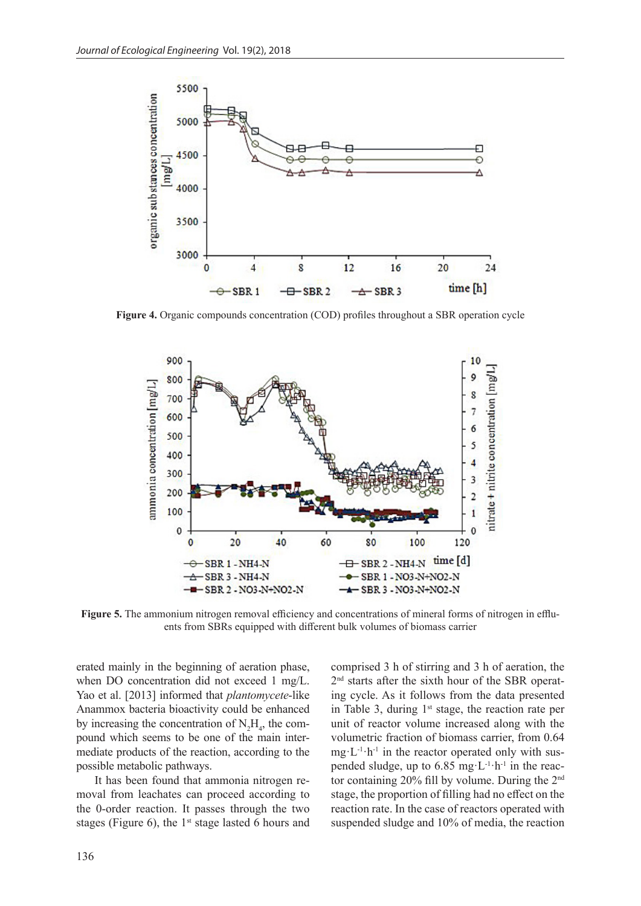**Figure 4.** Organic compounds concentration (COD) profiles throughout a SBR operation cycle

**Figure 5.** The ammonium nitrogen removal efficiency and concentrations of mineral forms of nitrogen in effluents from SBRs equipped with different bulk volumes of biomass carrier

erated mainly in the beginning of aeration phase, when DO concentration did not exceed 1 mg/L. Yao et al. [2013] informed that *plantomycete*-like Anammox bacteria bioactivity could be enhanced by increasing the concentration of $N_2H_4$, the compound which seems to be one of the main intermediate products of the reaction, according to the possible metabolic pathways.

It has been found that ammonia nitrogen removal from leachates can proceed according to the 0-order reaction. It passes through the two stages (Figure 6), the 1st stage lasted 6 hours and comprised 3 h of stirring and 3 h of aeration, the 2nd starts after the sixth hour of the SBR operating cycle. As it follows from the data presented in Table 3, during 1st stage, the reaction rate per unit of reactor volume increased along with the volumetric fraction of biomass carrier, from 0.64 $mg \cdot L^{-1} \cdot h^{-1}$ in the reactor operated only with suspended sludge, up to 6.85 $mg \cdot L^{-1} \cdot h^{-1}$ in the reactor containing 20% fill by volume. During the 2nd stage, the proportion of filling had no effect on the reaction rate. In the case of reactors operated with suspended sludge and 10% of media, the reaction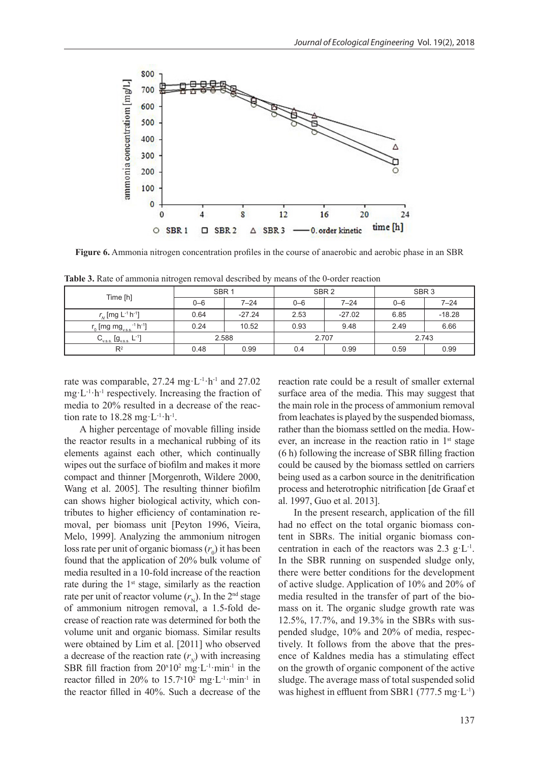**Figure 6.** Ammonia nitrogen concentration profiles in the course of anaerobic and aerobic phase in an SBR

**Table 3.** Rate of ammonia nitrogen removal described by means of the 0-order reaction

| Time [h] | SBR 1 | | SBR 2 | | SBR 3 | |
|---|---|---|---|---|---|---|
| | 0–6 | 7–24 | 0–6 | 7–24 | 0–6 | 7–24 |
| $r_N$ [mg $L^{-1}h^{-1}$] | 0.64 | -27.24 | 2.53 | -27.02 | 6.85 | -18.28 |
| $r_0$ [mg $mg_{v.s.s.}^{-1}$ $h^{-1}$] | 0.24 | 10.52 | 0.93 | 9.48 | 2.49 | 6.66 |
| $C_{v.s.s.}$ [$g_{v.s.s.}$ $L^{-1}$] | 2.588 | | 2.707 | | 2.743 | |
| $R^2$ | 0.48 | 0.99 | 0.4 | 0.99 | 0.59 | 0.99 |

rate was comparable, 27.24 mg·L$^{-1}$·h$^{-1}$ and 27.02 mg·L$^{-1}$·h$^{-1}$ respectively. Increasing the fraction of media to 20% resulted in a decrease of the reaction rate to 18.28 mg·L$^{-1}$·h$^{-1}$.

A higher percentage of movable filling inside the reactor results in a mechanical rubbing of its elements against each other, which continually wipes out the surface of biofilm and makes it more compact and thinner [Morgenroth, Wildere 2000, Wang et al. 2005]. The resulting thinner biofilm can shows higher biological activity, which contributes to higher efficiency of contamination removal, per biomass unit [Peyton 1996, Vieira, Melo, 1999]. Analyzing the ammonium nitrogen loss rate per unit of organic biomass ($r_0$) it has been found that the application of 20% bulk volume of media resulted in a 10-fold increase of the reaction rate during the 1st stage, similarly as the reaction rate per unit of reactor volume ($r_N$). In the 2nd stage of ammonium nitrogen removal, a 1.5-fold decrease of reaction rate was determined for both the volume unit and organic biomass. Similar results were obtained by Lim et al. [2011] who observed a decrease of the reaction rate ($r_N$) with increasing SBR fill fraction from $20{\times}10^2$ mg·L$^{-1}$·min$^{-1}$ in the reactor filled in 20% to $15.7{\times}10^2$ mg·L$^{-1}$·min$^{-1}$ in the reactor filled in 40%. Such a decrease of the reaction rate could be a result of smaller external surface area of the media. This may suggest that the main role in the process of ammonium removal from leachates is played by the suspended biomass, rather than the biomass settled on the media. However, an increase in the reaction ratio in 1st stage (6 h) following the increase of SBR filling fraction could be caused by the biomass settled on carriers being used as a carbon source in the denitrification process and heterotrophic nitrification [de Graaf et al. 1997, Guo et al. 2013].

In the present research, application of the fill had no effect on the total organic biomass content in SBRs. The initial organic biomass concentration in each of the reactors was 2.3 g·L$^{-1}$. In the SBR running on suspended sludge only, there were better conditions for the development of active sludge. Application of 10% and 20% of media resulted in the transfer of part of the biomass on it. The organic sludge growth rate was 12.5%, 17.7%, and 19.3% in the SBRs with suspended sludge, 10% and 20% of media, respectively. It follows from the above that the presence of Kaldnes media has a stimulating effect on the growth of organic component of the active sludge. The average mass of total suspended solid was highest in effluent from SBR1 (777.5 mg·L$^{-1}$)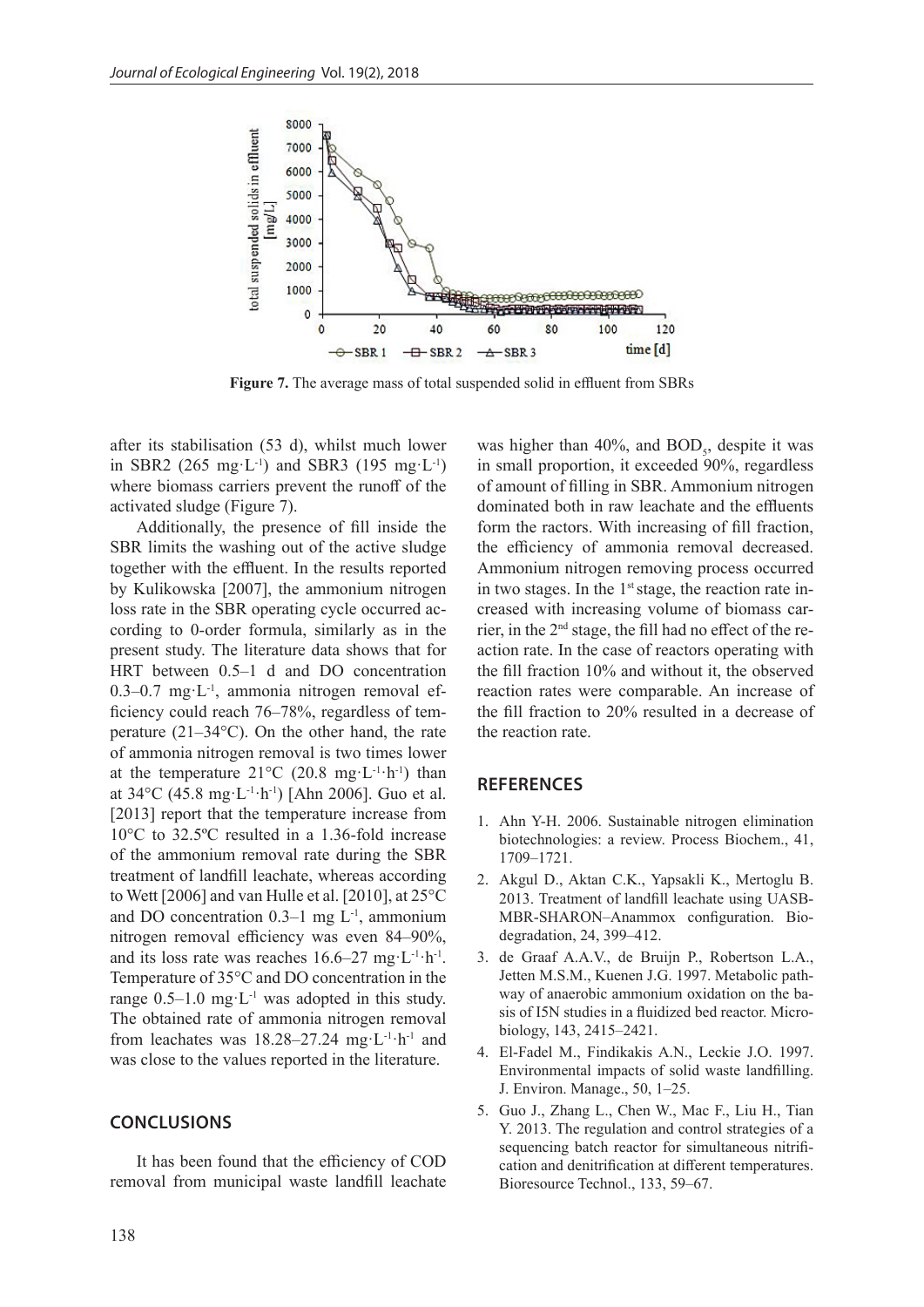**Figure 7.** The average mass of total suspended solid in effluent from SBRs

after its stabilisation (53 d), whilst much lower in SBR2 (265 mg·L$^{-1}$) and SBR3 (195 mg·L$^{-1}$) where biomass carriers prevent the runoff of the activated sludge (Figure 7).

Additionally, the presence of fill inside the SBR limits the washing out of the active sludge together with the effluent. In the results reported by Kulikowska [2007], the ammonium nitrogen loss rate in the SBR operating cycle occurred according to 0-order formula, similarly as in the present study. The literature data shows that for HRT between 0.5–1 d and DO concentration 0.3–0.7 mg·L$^{-1}$, ammonia nitrogen removal efficiency could reach 76–78%, regardless of temperature (21–34°C). On the other hand, the rate of ammonia nitrogen removal is two times lower at the temperature 21°C (20.8 mg·L$^{-1}$·h$^{-1}$) than at 34°C (45.8 mg·L$^{-1}$·h$^{-1}$) [Ahn 2006]. Guo et al. [2013] report that the temperature increase from 10°C to 32.5ºC resulted in a 1.36-fold increase of the ammonium removal rate during the SBR treatment of landfill leachate, whereas according to Wett [2006] and van Hulle et al. [2010], at 25°C and DO concentration 0.3–1 mg L$^{-1}$, ammonium nitrogen removal efficiency was even 84–90%, and its loss rate was reaches 16.6–27 mg·L$^{-1}$·h$^{-1}$. Temperature of 35°C and DO concentration in the range 0.5–1.0 mg·L$^{-1}$ was adopted in this study. The obtained rate of ammonia nitrogen removal from leachates was 18.28–27.24 mg·L$^{-1}$·h$^{-1}$ and was close to the values reported in the literature.

## CONCLUSIONS

It has been found that the efficiency of COD removal from municipal waste landfill leachate was higher than 40%, and $BOD_5$, despite it was in small proportion, it exceeded 90%, regardless of amount of filling in SBR. Ammonium nitrogen dominated both in raw leachate and the effluents form the ractors. With increasing of fill fraction, the efficiency of ammonia removal decreased. Ammonium nitrogen removing process occurred in two stages. In the 1$^{st}$ stage, the reaction rate increased with increasing volume of biomass carrier, in the 2$^{nd}$ stage, the fill had no effect of the reaction rate. In the case of reactors operating with the fill fraction 10% and without it, the observed reaction rates were comparable. An increase of the fill fraction to 20% resulted in a decrease of the reaction rate.

## REFERENCES

1. Ahn Y-H. 2006. Sustainable nitrogen elimination biotechnologies: a review. Process Biochem., 41, 1709–1721.
2. Akgul D., Aktan C.K., Yapsakli K., Mertoglu B. 2013. Treatment of landfill leachate using UASB-MBR-SHARON–Anammox configuration. Biodegradation, 24, 399–412.
3. de Graaf A.A.V., de Bruijn P., Robertson L.A., Jetten M.S.M., Kuenen J.G. 1997. Metabolic pathway of anaerobic ammonium oxidation on the basis of I5N studies in a fluidized bed reactor. Microbiology, 143, 2415–2421.
4. El-Fadel M., Findikakis A.N., Leckie J.O. 1997. Environmental impacts of solid waste landfilling. J. Environ. Manage., 50, 1–25.
5. Guo J., Zhang L., Chen W., Mac F., Liu H., Tian Y. 2013. The regulation and control strategies of a sequencing batch reactor for simultaneous nitrification and denitrification at different temperatures. Bioresource Technol., 133, 59–67.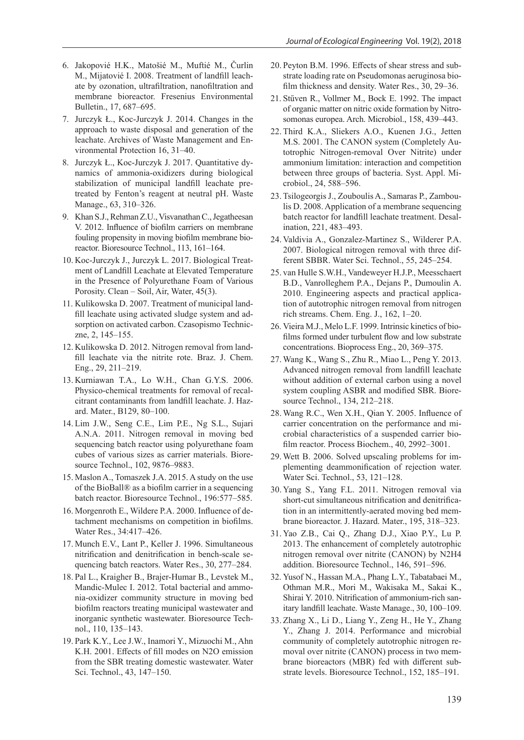6. Jakopović H.K., Matošić M., Muftić M., Čurlin M., Mijatović I. 2008. Treatment of landfill leachate by ozonation, ultrafiltration, nanofiltration and membrane bioreactor. Fresenius Environmental Bulletin., 17, 687–695.
7. Jurczyk Ł., Koc-Jurczyk J. 2014. Changes in the approach to waste disposal and generation of the leachate. Archives of Waste Management and Environmental Protection 16, 31–40.
8. Jurczyk Ł., Koc-Jurczyk J. 2017. Quantitative dynamics of ammonia-oxidizers during biological stabilization of municipal landfill leachate pretreated by Fenton's reagent at neutral pH. Waste Manage., 63, 310–326.
9. Khan S.J., Rehman Z.U., Visvanathan C., Jegatheesan V. 2012. Influence of biofilm carriers on membrane fouling propensity in moving biofilm membrane bioreactor. Bioresource Technol., 113, 161–164.
10. Koc-Jurczyk J., Jurczyk L. 2017. Biological Treatment of Landfill Leachate at Elevated Temperature in the Presence of Polyurethane Foam of Various Porosity. Clean – Soil, Air, Water, 45(3).
11. Kulikowska D. 2007. Treatment of municipal landfill leachate using activated sludge system and adsorption on activated carbon. Czasopismo Techniczne, 2, 145–155.
12. Kulikowska D. 2012. Nitrogen removal from landfill leachate via the nitrite rote. Braz. J. Chem. Eng., 29, 211–219.
13. Kurniawan T.A., Lo W.H., Chan G.Y.S. 2006. Physico-chemical treatments for removal of recalcitrant contaminants from landfill leachate. J. Hazard. Mater., B129, 80–100.
14. Lim J.W., Seng C.E., Lim P.E., Ng S.L., Sujari A.N.A. 2011. Nitrogen removal in moving bed sequencing batch reactor using polyurethane foam cubes of various sizes as carrier materials. Bioresource Technol., 102, 9876–9883.
15. Maslon A., Tomaszek J.A. 2015. A study on the use of the BioBall® as a biofilm carrier in a sequencing batch reactor. Bioresource Technol., 196:577–585.
16. Morgenroth E., Wildere P.A. 2000. Influence of detachment mechanisms on competition in biofilms. Water Res., 34:417–426.
17. Munch E.V., Lant P., Keller J. 1996. Simultaneous nitrification and denitrification in bench-scale sequencing batch reactors. Water Res., 30, 277–284.
18. Pal L., Kraigher B., Brajer-Humar B., Levstek M., Mandic-Mulec I. 2012. Total bacterial and ammonia-oxidizer community structure in moving bed biofilm reactors treating municipal wastewater and inorganic synthetic wastewater. Bioresource Technol., 110, 135–143.
19. Park K.Y., Lee J.W., Inamori Y., Mizuochi M., Ahn K.H. 2001. Effects of fill modes on N2O emission from the SBR treating domestic wastewater. Water Sci. Technol., 43, 147–150.
20. Peyton B.M. 1996. Effects of shear stress and substrate loading rate on Pseudomonas aeruginosa biofilm thickness and density. Water Res., 30, 29–36.
21. Stűven R., Vollmer M., Bock E. 1992. The impact of organic matter on nitric oxide formation by Nitrosomonas europea. Arch. Microbiol., 158, 439–443.
22. Third K.A., Sliekers A.O., Kuenen J.G., Jetten M.S. 2001. The CANON system (Completely Autotrophic Nitrogen-removal Over Nitrite) under ammonium limitation: interaction and competition between three groups of bacteria. Syst. Appl. Microbiol., 24, 588–596.
23. Tsilogeorgis J., Zouboulis A., Samaras P., Zamboulis D. 2008. Application of a membrane sequencing batch reactor for landfill leachate treatment. Desalination, 221, 483–493.
24. Valdivia A., Gonzalez-Martinez S., Wilderer P.A. 2007. Biological nitrogen removal with three different SBBR. Water Sci. Technol., 55, 245–254.
25. van Hulle S.W.H., Vandeweyer H.J.P., Meesschaert B.D., Vanrolleghem P.A., Dejans P., Dumoulin A. 2010. Engineering aspects and practical application of autotrophic nitrogen removal from nitrogen rich streams. Chem. Eng. J., 162, 1–20.
26. Vieira M.J., Melo L.F. 1999. Intrinsic kinetics of biofilms formed under turbulent flow and low substrate concentrations. Bioprocess Eng., 20, 369–375.
27. Wang K., Wang S., Zhu R., Miao L., Peng Y. 2013. Advanced nitrogen removal from landfill leachate without addition of external carbon using a novel system coupling ASBR and modified SBR. Bioresource Technol., 134, 212–218.
28. Wang R.C., Wen X.H., Qian Y. 2005. Influence of carrier concentration on the performance and microbial characteristics of a suspended carrier biofilm reactor. Process Biochem., 40, 2992–3001.
29. Wett B. 2006. Solved upscaling problems for implementing deammonification of rejection water. Water Sci. Technol., 53, 121–128.
30. Yang S., Yang F.L. 2011. Nitrogen removal via short-cut simultaneous nitrification and denitrification in an intermittently-aerated moving bed membrane bioreactor. J. Hazard. Mater., 195, 318–323.
31. Yao Z.B., Cai Q., Zhang D.J., Xiao P.Y., Lu P. 2013. The enhancement of completely autotrophic nitrogen removal over nitrite (CANON) by N2H4 addition. Bioresource Technol., 146, 591–596.
32. Yusof N., Hassan M.A., Phang L.Y., Tabatabaei M., Othman M.R., Mori M., Wakisaka M., Sakai K., Shirai Y. 2010. Nitrification of ammonium-rich sanitary landfill leachate. Waste Manage., 30, 100–109.
33. Zhang X., Li D., Liang Y., Zeng H., He Y., Zhang Y., Zhang J. 2014. Performance and microbial community of completely autotrophic nitrogen removal over nitrite (CANON) process in two membrane bioreactors (MBR) fed with different substrate levels. Bioresource Technol., 152, 185–191.